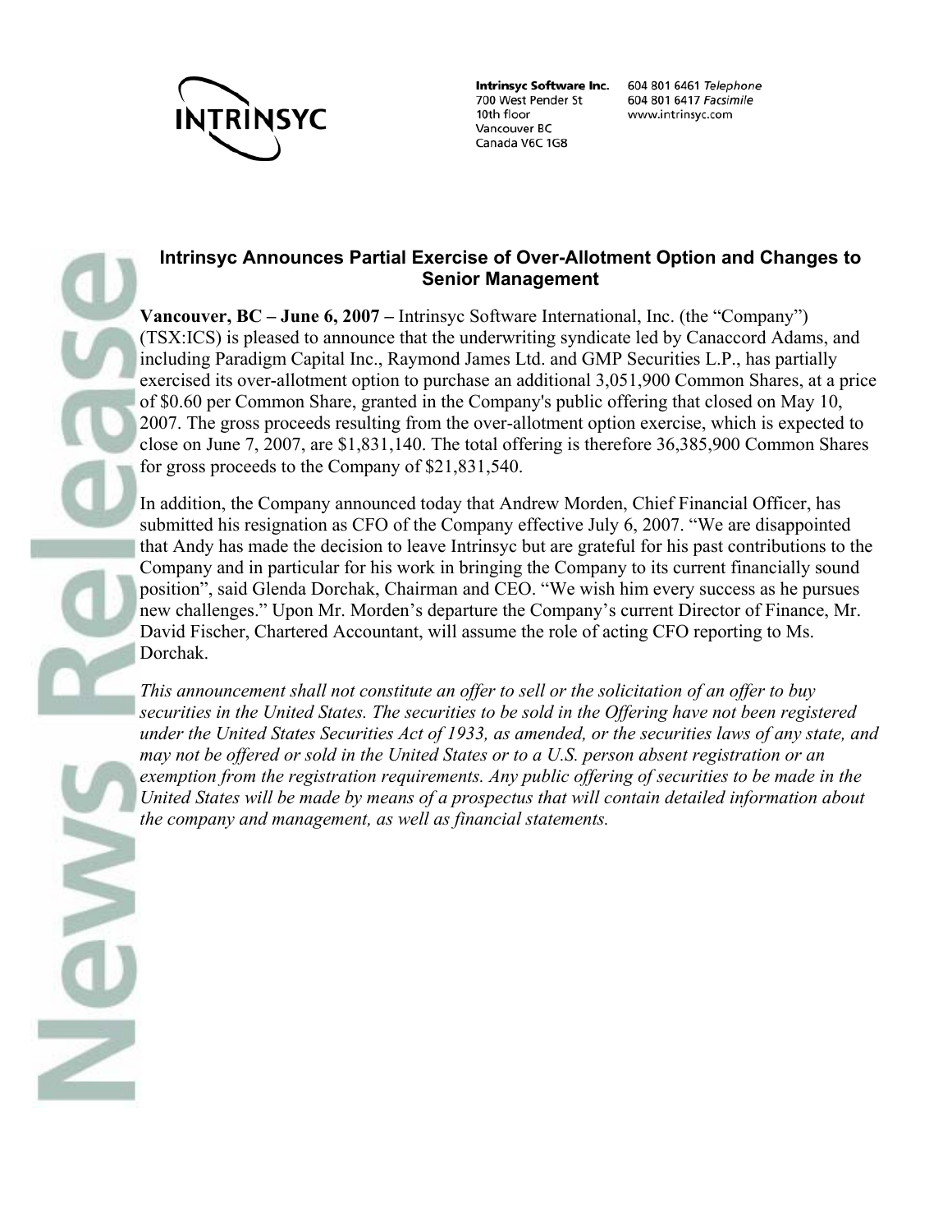INTRINSYC

**Intrinsyc Software Inc.**
700 West Pender St
10th floor
Vancouver BC
Canada V6C 1G8

604 801 6461 *Telephone*
604 801 6417 *Facsimile*
www.intrinsyc.com

## Intrinsyc Announces Partial Exercise of Over-Allotment Option and Changes to Senior Management

**Vancouver, BC – June 6, 2007 –** Intrinsyc Software International, Inc. (the "Company") (TSX:ICS) is pleased to announce that the underwriting syndicate led by Canaccord Adams, and including Paradigm Capital Inc., Raymond James Ltd. and GMP Securities L.P., has partially exercised its over-allotment option to purchase an additional 3,051,900 Common Shares, at a price of $0.60 per Common Share, granted in the Company's public offering that closed on May 10, 2007. The gross proceeds resulting from the over-allotment option exercise, which is expected to close on June 7, 2007, are $1,831,140. The total offering is therefore 36,385,900 Common Shares for gross proceeds to the Company of $21,831,540.

In addition, the Company announced today that Andrew Morden, Chief Financial Officer, has submitted his resignation as CFO of the Company effective July 6, 2007. "We are disappointed that Andy has made the decision to leave Intrinsyc but are grateful for his past contributions to the Company and in particular for his work in bringing the Company to its current financially sound position", said Glenda Dorchak, Chairman and CEO. "We wish him every success as he pursues new challenges." Upon Mr. Morden's departure the Company's current Director of Finance, Mr. David Fischer, Chartered Accountant, will assume the role of acting CFO reporting to Ms. Dorchak.

*This announcement shall not constitute an offer to sell or the solicitation of an offer to buy securities in the United States. The securities to be sold in the Offering have not been registered under the United States Securities Act of 1933, as amended, or the securities laws of any state, and may not be offered or sold in the United States or to a U.S. person absent registration or an exemption from the registration requirements. Any public offering of securities to be made in the United States will be made by means of a prospectus that will contain detailed information about the company and management, as well as financial statements.*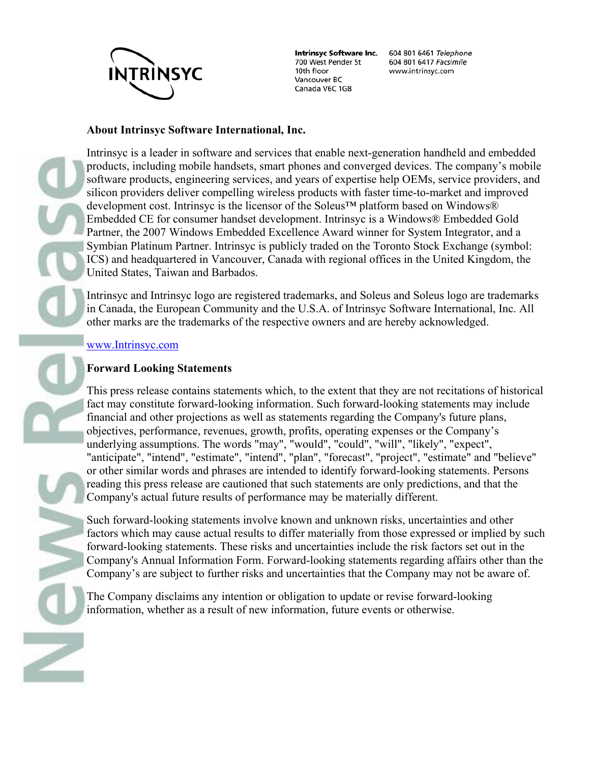## About Intrinsyc Software International, Inc.

Intrinsyc is a leader in software and services that enable next-generation handheld and embedded products, including mobile handsets, smart phones and converged devices. The company's mobile software products, engineering services, and years of expertise help OEMs, service providers, and silicon providers deliver compelling wireless products with faster time-to-market and improved development cost. Intrinsyc is the licensor of the Soleus™ platform based on Windows® Embedded CE for consumer handset development. Intrinsyc is a Windows® Embedded Gold Partner, the 2007 Windows Embedded Excellence Award winner for System Integrator, and a Symbian Platinum Partner. Intrinsyc is publicly traded on the Toronto Stock Exchange (symbol: ICS) and headquartered in Vancouver, Canada with regional offices in the United Kingdom, the United States, Taiwan and Barbados.

Intrinsyc and Intrinsyc logo are registered trademarks, and Soleus and Soleus logo are trademarks in Canada, the European Community and the U.S.A. of Intrinsyc Software International, Inc. All other marks are the trademarks of the respective owners and are hereby acknowledged.

www.Intrinsyc.com

## Forward Looking Statements

This press release contains statements which, to the extent that they are not recitations of historical fact may constitute forward-looking information. Such forward-looking statements may include financial and other projections as well as statements regarding the Company's future plans, objectives, performance, revenues, growth, profits, operating expenses or the Company's underlying assumptions. The words "may", "would", "could", "will", "likely", "expect", "anticipate", "intend", "estimate", "intend", "plan", "forecast", "project", "estimate" and "believe" or other similar words and phrases are intended to identify forward-looking statements. Persons reading this press release are cautioned that such statements are only predictions, and that the Company's actual future results of performance may be materially different.

Such forward-looking statements involve known and unknown risks, uncertainties and other factors which may cause actual results to differ materially from those expressed or implied by such forward-looking statements. These risks and uncertainties include the risk factors set out in the Company's Annual Information Form. Forward-looking statements regarding affairs other than the Company's are subject to further risks and uncertainties that the Company may not be aware of.

The Company disclaims any intention or obligation to update or revise forward-looking information, whether as a result of new information, future events or otherwise.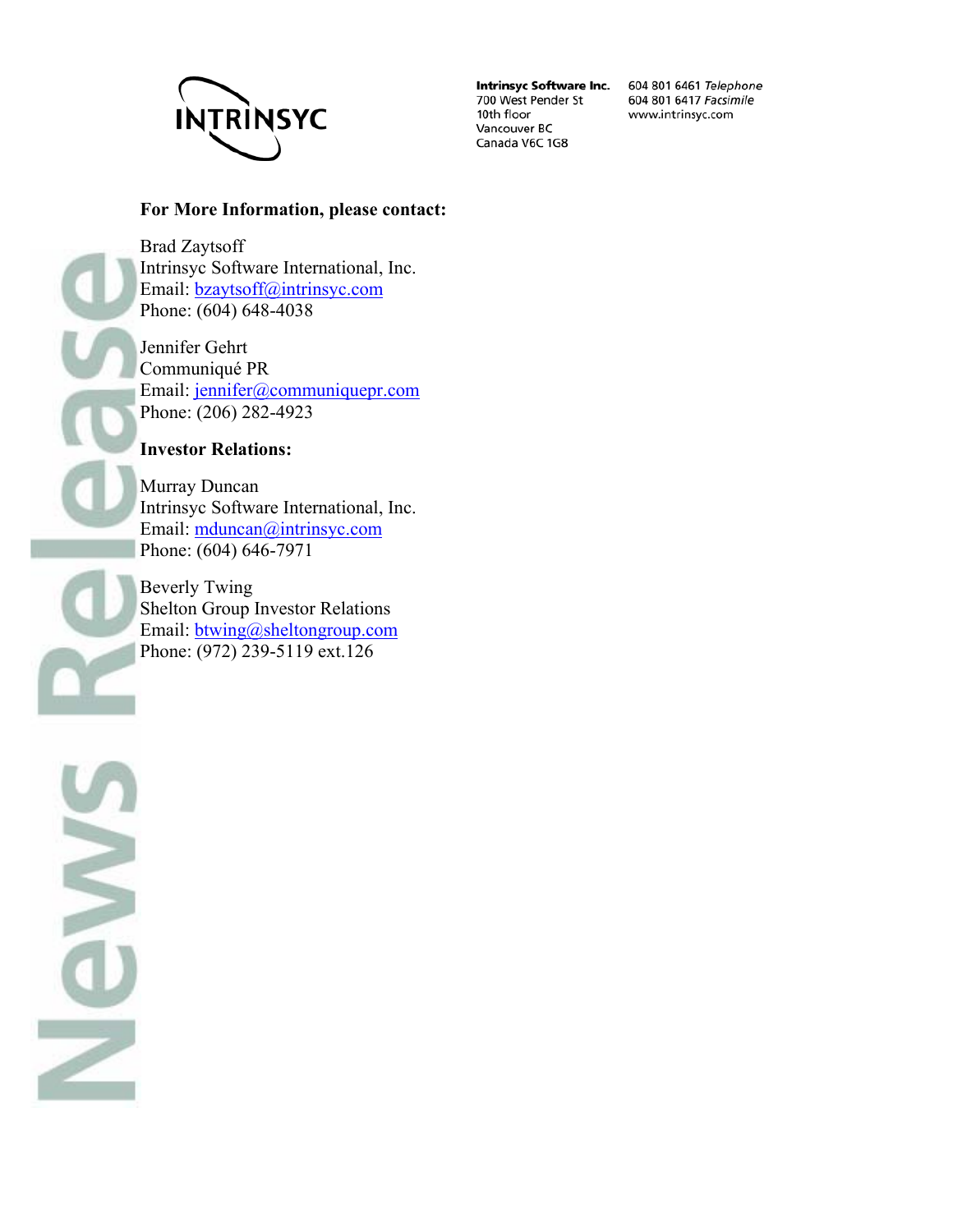**Intrinsyc Software Inc.**
700 West Pender St
10th floor
Vancouver BC
Canada V6C 1G8

604 801 6461 *Telephone*
604 801 6417 *Facsimile*
www.intrinsyc.com

**For More Information, please contact:**

Brad Zaytsoff
Intrinsyc Software International, Inc.
Email: bzaytsoff@intrinsyc.com
Phone: (604) 648-4038

Jennifer Gehrt
Communiqué PR
Email: jennifer@communiquepr.com
Phone: (206) 282-4923

**Investor Relations:**

Murray Duncan
Intrinsyc Software International, Inc.
Email: mduncan@intrinsyc.com
Phone: (604) 646-7971

Beverly Twing
Shelton Group Investor Relations
Email: btwing@sheltongroup.com
Phone: (972) 239-5119 ext.126